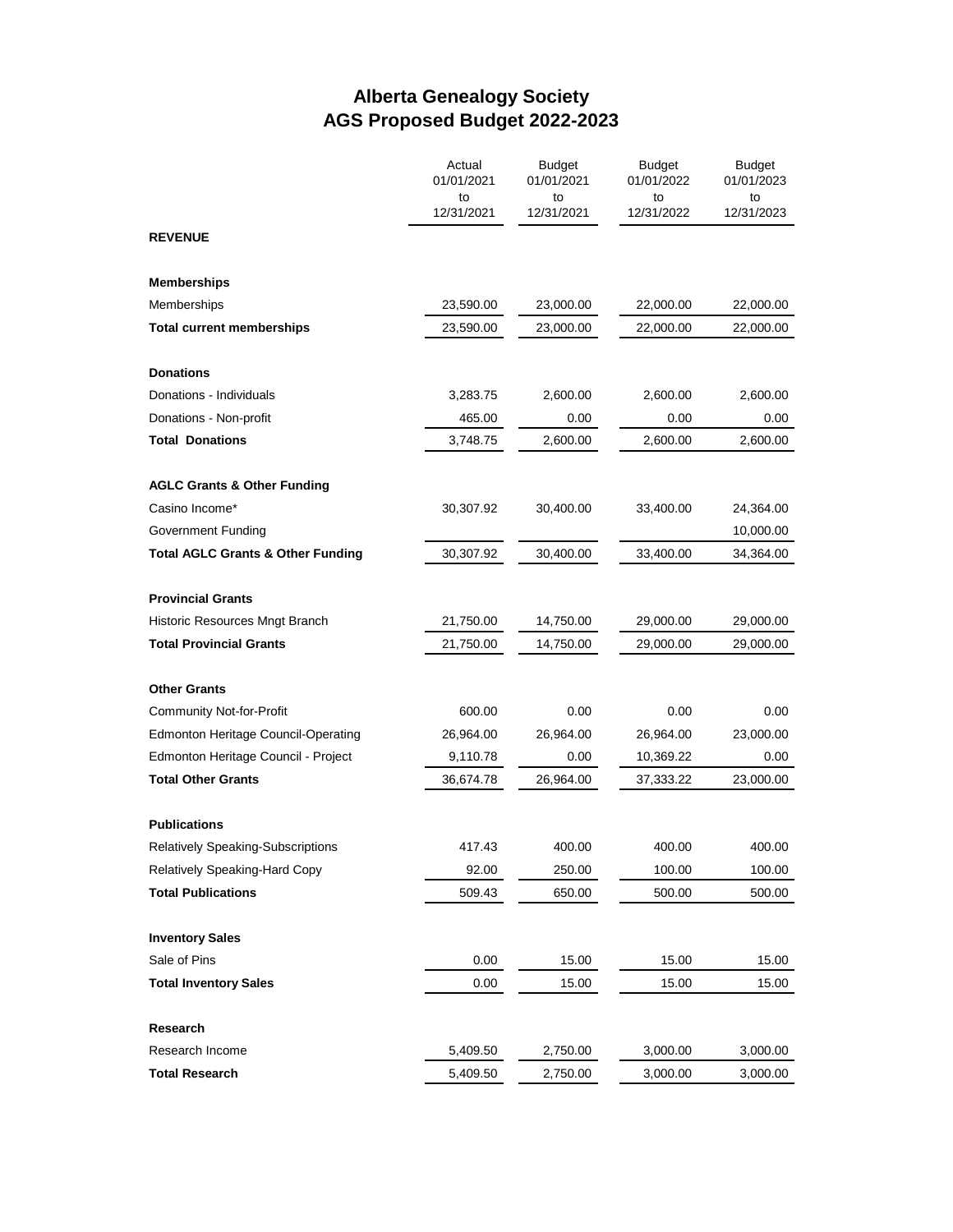# Alberta Genealogy Society
## AGS Proposed Budget 2022-2023

| | Actual 01/01/2021 to 12/31/2021 | Budget 01/01/2021 to 12/31/2021 | Budget 01/01/2022 to 12/31/2022 | Budget 01/01/2023 to 12/31/2023 |
|---|---|---|---|---|
| **REVENUE** | | | | |
| **Memberships** | | | | |
| Memberships | 23,590.00 | 23,000.00 | 22,000.00 | 22,000.00 |
| **Total current memberships** | 23,590.00 | 23,000.00 | 22,000.00 | 22,000.00 |
| **Donations** | | | | |
| Donations - Individuals | 3,283.75 | 2,600.00 | 2,600.00 | 2,600.00 |
| Donations - Non-profit | 465.00 | 0.00 | 0.00 | 0.00 |
| **Total Donations** | 3,748.75 | 2,600.00 | 2,600.00 | 2,600.00 |
| **AGLC Grants & Other Funding** | | | | |
| Casino Income* | 30,307.92 | 30,400.00 | 33,400.00 | 24,364.00 |
| Government Funding | | | | 10,000.00 |
| **Total AGLC Grants & Other Funding** | 30,307.92 | 30,400.00 | 33,400.00 | 34,364.00 |
| **Provincial Grants** | | | | |
| Historic Resources Mngt Branch | 21,750.00 | 14,750.00 | 29,000.00 | 29,000.00 |
| **Total Provincial Grants** | 21,750.00 | 14,750.00 | 29,000.00 | 29,000.00 |
| **Other Grants** | | | | |
| Community Not-for-Profit | 600.00 | 0.00 | 0.00 | 0.00 |
| Edmonton Heritage Council-Operating | 26,964.00 | 26,964.00 | 26,964.00 | 23,000.00 |
| Edmonton Heritage Council - Project | 9,110.78 | 0.00 | 10,369.22 | 0.00 |
| **Total Other Grants** | 36,674.78 | 26,964.00 | 37,333.22 | 23,000.00 |
| **Publications** | | | | |
| Relatively Speaking-Subscriptions | 417.43 | 400.00 | 400.00 | 400.00 |
| Relatively Speaking-Hard Copy | 92.00 | 250.00 | 100.00 | 100.00 |
| **Total Publications** | 509.43 | 650.00 | 500.00 | 500.00 |
| **Inventory Sales** | | | | |
| Sale of Pins | 0.00 | 15.00 | 15.00 | 15.00 |
| **Total Inventory Sales** | 0.00 | 15.00 | 15.00 | 15.00 |
| **Research** | | | | |
| Research Income | 5,409.50 | 2,750.00 | 3,000.00 | 3,000.00 |
| **Total Research** | 5,409.50 | 2,750.00 | 3,000.00 | 3,000.00 |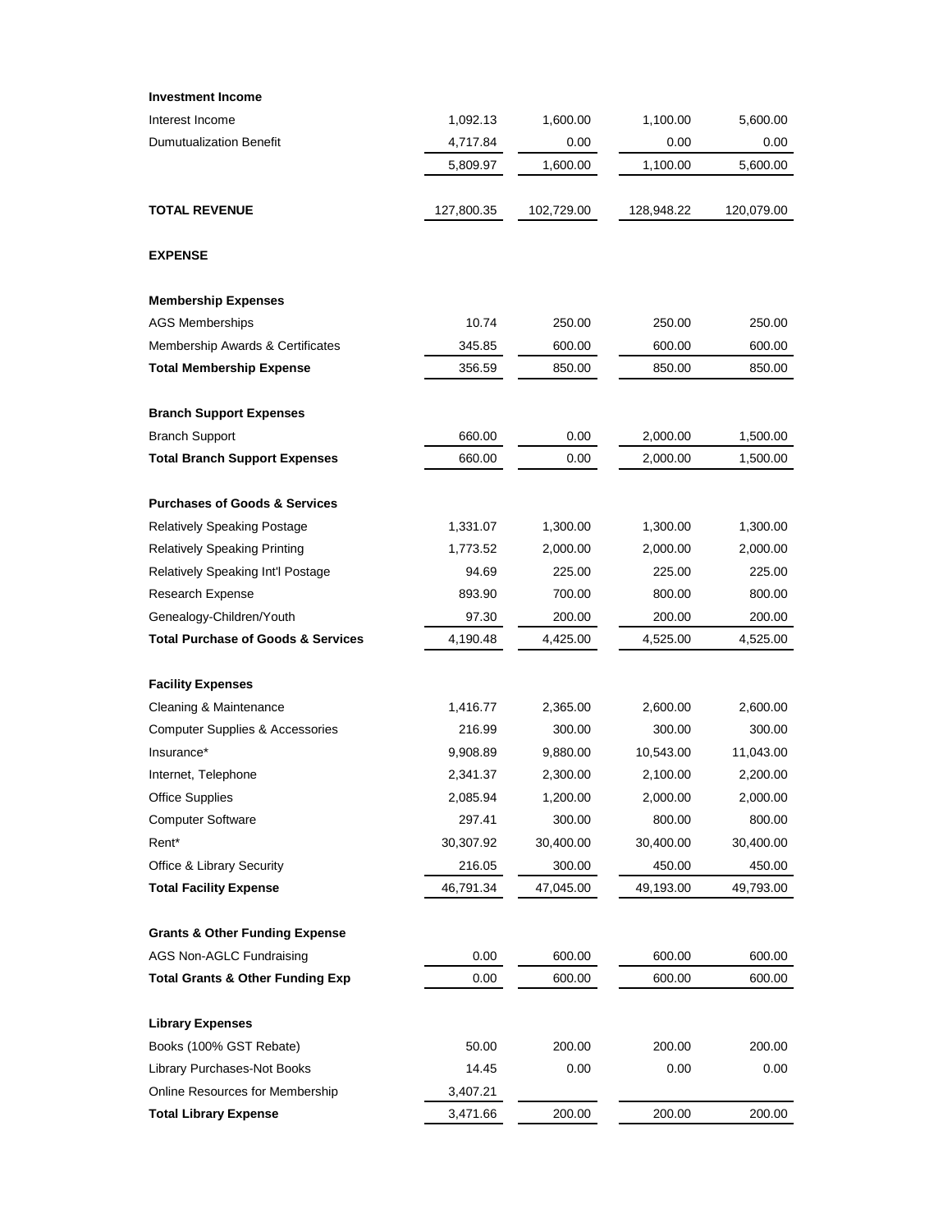| | | | | |
|---|---|---|---|---|
| **Investment Income** | | | | |
| Interest Income | 1,092.13 | 1,600.00 | 1,100.00 | 5,600.00 |
| Dumutualization Benefit | 4,717.84 | 0.00 | 0.00 | 0.00 |
| | 5,809.97 | 1,600.00 | 1,100.00 | 5,600.00 |
| | | | | |
| **TOTAL REVENUE** | 127,800.35 | 102,729.00 | 128,948.22 | 120,079.00 |
| | | | | |
| **EXPENSE** | | | | |
| | | | | |
| **Membership Expenses** | | | | |
| AGS Memberships | 10.74 | 250.00 | 250.00 | 250.00 |
| Membership Awards & Certificates | 345.85 | 600.00 | 600.00 | 600.00 |
| **Total Membership Expense** | 356.59 | 850.00 | 850.00 | 850.00 |
| | | | | |
| **Branch Support Expenses** | | | | |
| Branch Support | 660.00 | 0.00 | 2,000.00 | 1,500.00 |
| **Total Branch Support Expenses** | 660.00 | 0.00 | 2,000.00 | 1,500.00 |
| | | | | |
| **Purchases of Goods & Services** | | | | |
| Relatively Speaking Postage | 1,331.07 | 1,300.00 | 1,300.00 | 1,300.00 |
| Relatively Speaking Printing | 1,773.52 | 2,000.00 | 2,000.00 | 2,000.00 |
| Relatively Speaking Int'l Postage | 94.69 | 225.00 | 225.00 | 225.00 |
| Research Expense | 893.90 | 700.00 | 800.00 | 800.00 |
| Genealogy-Children/Youth | 97.30 | 200.00 | 200.00 | 200.00 |
| **Total Purchase of Goods & Services** | 4,190.48 | 4,425.00 | 4,525.00 | 4,525.00 |
| | | | | |
| **Facility Expenses** | | | | |
| Cleaning & Maintenance | 1,416.77 | 2,365.00 | 2,600.00 | 2,600.00 |
| Computer Supplies & Accessories | 216.99 | 300.00 | 300.00 | 300.00 |
| Insurance* | 9,908.89 | 9,880.00 | 10,543.00 | 11,043.00 |
| Internet, Telephone | 2,341.37 | 2,300.00 | 2,100.00 | 2,200.00 |
| Office Supplies | 2,085.94 | 1,200.00 | 2,000.00 | 2,000.00 |
| Computer Software | 297.41 | 300.00 | 800.00 | 800.00 |
| Rent* | 30,307.92 | 30,400.00 | 30,400.00 | 30,400.00 |
| Office & Library Security | 216.05 | 300.00 | 450.00 | 450.00 |
| **Total Facility Expense** | 46,791.34 | 47,045.00 | 49,193.00 | 49,793.00 |
| | | | | |
| **Grants & Other Funding Expense** | | | | |
| AGS Non-AGLC Fundraising | 0.00 | 600.00 | 600.00 | 600.00 |
| **Total Grants & Other Funding Exp** | 0.00 | 600.00 | 600.00 | 600.00 |
| | | | | |
| **Library Expenses** | | | | |
| Books (100% GST Rebate) | 50.00 | 200.00 | 200.00 | 200.00 |
| Library Purchases-Not Books | 14.45 | 0.00 | 0.00 | 0.00 |
| Online Resources for Membership | 3,407.21 | | | |
| **Total Library Expense** | 3,471.66 | 200.00 | 200.00 | 200.00 |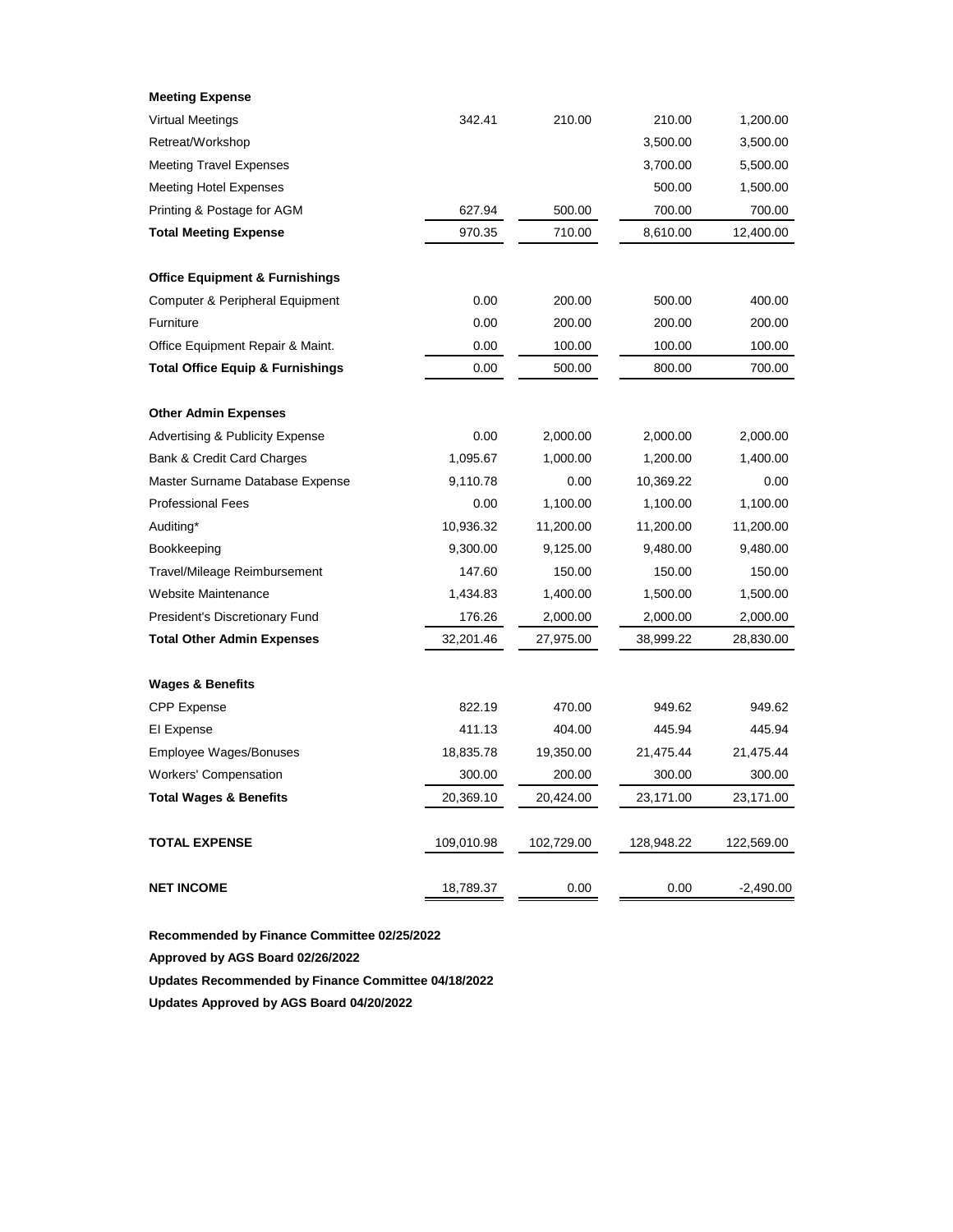| | | | | |
|---|---|---|---|---|
| **Meeting Expense** | | | | |
| Virtual Meetings | 342.41 | 210.00 | 210.00 | 1,200.00 |
| Retreat/Workshop | | | 3,500.00 | 3,500.00 |
| Meeting Travel Expenses | | | 3,700.00 | 5,500.00 |
| Meeting Hotel Expenses | | | 500.00 | 1,500.00 |
| Printing & Postage for AGM | 627.94 | 500.00 | 700.00 | 700.00 |
| **Total Meeting Expense** | 970.35 | 710.00 | 8,610.00 | 12,400.00 |
| | | | | |
| **Office Equipment & Furnishings** | | | | |
| Computer & Peripheral Equipment | 0.00 | 200.00 | 500.00 | 400.00 |
| Furniture | 0.00 | 200.00 | 200.00 | 200.00 |
| Office Equipment Repair & Maint. | 0.00 | 100.00 | 100.00 | 100.00 |
| **Total Office Equip & Furnishings** | 0.00 | 500.00 | 800.00 | 700.00 |
| | | | | |
| **Other Admin Expenses** | | | | |
| Advertising & Publicity Expense | 0.00 | 2,000.00 | 2,000.00 | 2,000.00 |
| Bank & Credit Card Charges | 1,095.67 | 1,000.00 | 1,200.00 | 1,400.00 |
| Master Surname Database Expense | 9,110.78 | 0.00 | 10,369.22 | 0.00 |
| Professional Fees | 0.00 | 1,100.00 | 1,100.00 | 1,100.00 |
| Auditing* | 10,936.32 | 11,200.00 | 11,200.00 | 11,200.00 |
| Bookkeeping | 9,300.00 | 9,125.00 | 9,480.00 | 9,480.00 |
| Travel/Mileage Reimbursement | 147.60 | 150.00 | 150.00 | 150.00 |
| Website Maintenance | 1,434.83 | 1,400.00 | 1,500.00 | 1,500.00 |
| President's Discretionary Fund | 176.26 | 2,000.00 | 2,000.00 | 2,000.00 |
| **Total Other Admin Expenses** | 32,201.46 | 27,975.00 | 38,999.22 | 28,830.00 |
| | | | | |
| **Wages & Benefits** | | | | |
| CPP Expense | 822.19 | 470.00 | 949.62 | 949.62 |
| EI Expense | 411.13 | 404.00 | 445.94 | 445.94 |
| Employee Wages/Bonuses | 18,835.78 | 19,350.00 | 21,475.44 | 21,475.44 |
| Workers' Compensation | 300.00 | 200.00 | 300.00 | 300.00 |
| **Total Wages & Benefits** | 20,369.10 | 20,424.00 | 23,171.00 | 23,171.00 |
| | | | | |
| **TOTAL EXPENSE** | 109,010.98 | 102,729.00 | 128,948.22 | 122,569.00 |
| | | | | |
| **NET INCOME** | 18,789.37 | 0.00 | 0.00 | -2,490.00 |

**Recommended by Finance Committee 02/25/2022**

**Approved by AGS Board 02/26/2022**

**Updates Recommended by Finance Committee 04/18/2022**

**Updates Approved by AGS Board 04/20/2022**